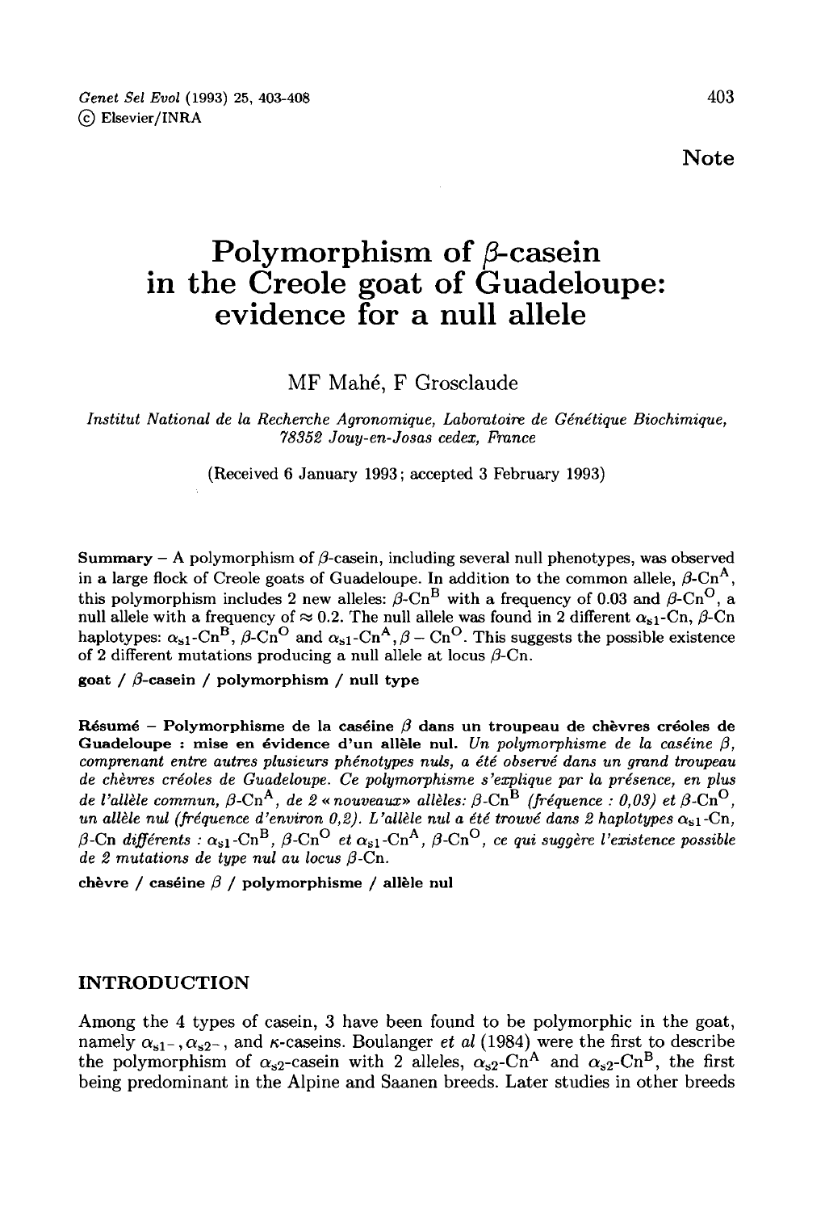Note

# Polymorphism of $\beta$-casein in the Creole goat of Guadeloupe: evidence for a null allele

MF Mahé, F Grosclaude

*Institut National de la Recherche Agronomique, Laboratoire de Génétique Biochimique, 78352 Jouy-en-Josas cedex, France*

(Received 6 January 1993; accepted 3 February 1993)

**Summary** – A polymorphism of $\beta$-casein, including several null phenotypes, was observed in a large flock of Creole goats of Guadeloupe. In addition to the common allele, $\beta$-Cn$^{A}$, this polymorphism includes 2 new alleles: $\beta$-Cn$^{B}$ with a frequency of 0.03 and $\beta$-Cn$^{O}$, a null allele with a frequency of $\approx 0.2$. The null allele was found in 2 different $\alpha_{s1}$-Cn, $\beta$-Cn haplotypes: $\alpha_{s1}$-Cn$^{B}$, $\beta$-Cn$^{O}$ and $\alpha_{s1}$-Cn$^{A}$, $\beta$ – Cn$^{O}$. This suggests the possible existence of 2 different mutations producing a null allele at locus $\beta$-Cn.

**goat / $\beta$-casein / polymorphism / null type**

**Résumé – Polymorphisme de la caséine $\beta$ dans un troupeau de chèvres créoles de Guadeloupe : mise en évidence d'un allèle nul.** *Un polymorphisme de la caséine $\beta$, comprenant entre autres plusieurs phénotypes nuls, a été observé dans un grand troupeau de chèvres créoles de Guadeloupe. Ce polymorphisme s'explique par la présence, en plus de l'allèle commun, $\beta$-Cn$^{A}$, de 2 « nouveaux» allèles: $\beta$-Cn$^{B}$ (fréquence : 0,03) et $\beta$-Cn$^{O}$, un allèle nul (fréquence d'environ 0,2). L'allèle nul a été trouvé dans 2 haplotypes $\alpha_{s1}$-Cn, $\beta$-Cn différents : $\alpha_{s1}$-Cn$^{B}$, $\beta$-Cn$^{O}$ et $\alpha_{s1}$-Cn$^{A}$, $\beta$-Cn$^{O}$, ce qui suggère l'existence possible de 2 mutations de type nul au locus $\beta$-Cn.*

**chèvre / caséine $\beta$ / polymorphisme / allèle nul**

## INTRODUCTION

Among the 4 types of casein, 3 have been found to be polymorphic in the goat, namely $\alpha_{s1}$-, $\alpha_{s2}$-, and $\kappa$-caseins. Boulanger *et al* (1984) were the first to describe the polymorphism of $\alpha_{s2}$-casein with 2 alleles, $\alpha_{s2}$-Cn$^{A}$ and $\alpha_{s2}$-Cn$^{B}$, the first being predominant in the Alpine and Saanen breeds. Later studies in other breeds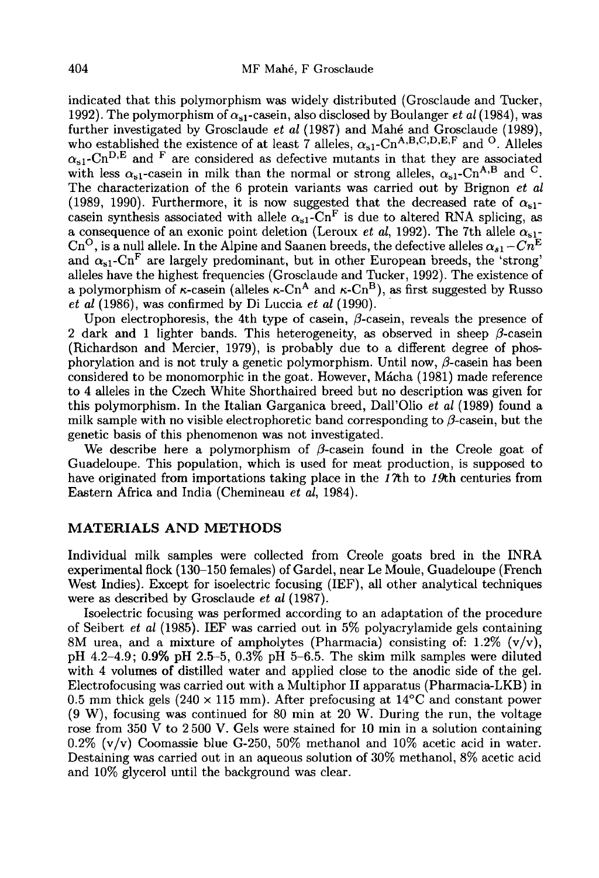indicated that this polymorphism was widely distributed (Grosclaude and Tucker, 1992). The polymorphism of $\alpha_{s1}$-casein, also disclosed by Boulanger *et al* (1984), was further investigated by Grosclaude *et al* (1987) and Mahé and Grosclaude (1989), who established the existence of at least 7 alleles, $\alpha_{s1}$-$Cn^{A,B,C,D,E,F}$ and $^{O}$. Alleles $\alpha_{s1}$-$Cn^{D,E}$ and $^{F}$ are considered as defective mutants in that they are associated with less $\alpha_{s1}$-casein in milk than the normal or strong alleles, $\alpha_{s1}$-$Cn^{A,B}$ and $^{C}$. The characterization of the 6 protein variants was carried out by Brignon *et al* (1989, 1990). Furthermore, it is now suggested that the decreased rate of $\alpha_{s1}$-casein synthesis associated with allele $\alpha_{s1}$-$Cn^{F}$ is due to altered RNA splicing, as a consequence of an exonic point deletion (Leroux *et al*, 1992). The 7th allele $\alpha_{s1}$-$Cn^{O}$, is a null allele. In the Alpine and Saanen breeds, the defective alleles $\alpha_{s1}-Cn^{E}$ and $\alpha_{s1}$-$Cn^{F}$ are largely predominant, but in other European breeds, the 'strong' alleles have the highest frequencies (Grosclaude and Tucker, 1992). The existence of a polymorphism of $\kappa$-casein (alleles $\kappa$-$Cn^{A}$ and $\kappa$-$Cn^{B}$), as first suggested by Russo *et al* (1986), was confirmed by Di Luccia *et al* (1990).

Upon electrophoresis, the 4th type of casein, $\beta$-casein, reveals the presence of 2 dark and 1 lighter bands. This heterogeneity, as observed in sheep $\beta$-casein (Richardson and Mercier, 1979), is probably due to a different degree of phosphorylation and is not truly a genetic polymorphism. Until now, $\beta$-casein has been considered to be monomorphic in the goat. However, Mácha (1981) made reference to 4 alleles in the Czech White Shorthaired breed but no description was given for this polymorphism. In the Italian Garganica breed, Dall'Olio *et al* (1989) found a milk sample with no visible electrophoretic band corresponding to $\beta$-casein, but the genetic basis of this phenomenon was not investigated.

We describe here a polymorphism of $\beta$-casein found in the Creole goat of Guadeloupe. This population, which is used for meat production, is supposed to have originated from importations taking place in the *17*th to *19*th centuries from Eastern Africa and India (Chemineau *et al*, 1984).

## MATERIALS AND METHODS

Individual milk samples were collected from Creole goats bred in the INRA experimental flock (130–150 females) of Gardel, near Le Moule, Guadeloupe (French West Indies). Except for isoelectric focusing (IEF), all other analytical techniques were as described by Grosclaude *et al* (1987).

Isoelectric focusing was performed according to an adaptation of the procedure of Seibert *et al* (1985). IEF was carried out in 5% polyacrylamide gels containing 8M urea, and a mixture of ampholytes (Pharmacia) consisting of: 1.2% (v/v), pH 4.2–4.9; 0.9% pH 2.5–5, 0.3% pH 5–6.5. The skim milk samples were diluted with 4 volumes of distilled water and applied close to the anodic side of the gel. Electrofocusing was carried out with a Multiphor II apparatus (Pharmacia-LKB) in 0.5 mm thick gels (240 × 115 mm). After prefocusing at 14°C and constant power (9 W), focusing was continued for 80 min at 20 W. During the run, the voltage rose from 350 V to 2 500 V. Gels were stained for 10 min in a solution containing 0.2% (v/v) Coomassie blue G-250, 50% methanol and 10% acetic acid in water. Destaining was carried out in an aqueous solution of 30% methanol, 8% acetic acid and 10% glycerol until the background was clear.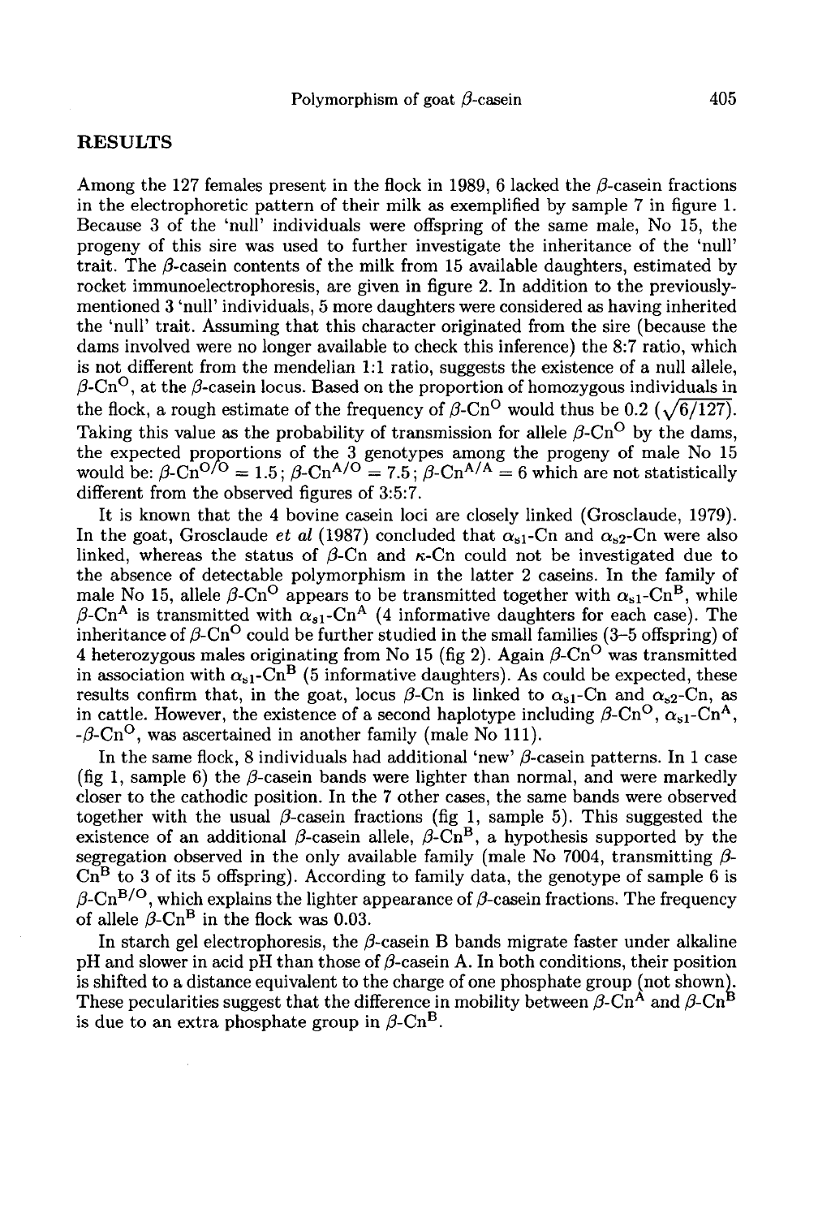## RESULTS

Among the 127 females present in the flock in 1989, 6 lacked the $\beta$-casein fractions in the electrophoretic pattern of their milk as exemplified by sample 7 in figure 1. Because 3 of the 'null' individuals were offspring of the same male, No 15, the progeny of this sire was used to further investigate the inheritance of the 'null' trait. The $\beta$-casein contents of the milk from 15 available daughters, estimated by rocket immunoelectrophoresis, are given in figure 2. In addition to the previously-mentioned 3 'null' individuals, 5 more daughters were considered as having inherited the 'null' trait. Assuming that this character originated from the sire (because the dams involved were no longer available to check this inference) the 8:7 ratio, which is not different from the mendelian 1:1 ratio, suggests the existence of a null allele, $\beta$-Cn$^{O}$, at the $\beta$-casein locus. Based on the proportion of homozygous individuals in the flock, a rough estimate of the frequency of $\beta$-Cn$^{O}$ would thus be 0.2 ($\sqrt{6/127}$). Taking this value as the probability of transmission for allele $\beta$-Cn$^{O}$ by the dams, the expected proportions of the 3 genotypes among the progeny of male No 15 would be: $\beta$-Cn$^{O/O}$ = 1.5; $\beta$-Cn$^{A/O}$ = 7.5; $\beta$-Cn$^{A/A}$ = 6 which are not statistically different from the observed figures of 3:5:7.

It is known that the 4 bovine casein loci are closely linked (Grosclaude, 1979). In the goat, Grosclaude *et al* (1987) concluded that $\alpha_{s1}$-Cn and $\alpha_{s2}$-Cn were also linked, whereas the status of $\beta$-Cn and $\kappa$-Cn could not be investigated due to the absence of detectable polymorphism in the latter 2 caseins. In the family of male No 15, allele $\beta$-Cn$^{O}$ appears to be transmitted together with $\alpha_{s1}$-Cn$^{B}$, while $\beta$-Cn$^{A}$ is transmitted with $\alpha_{s1}$-Cn$^{A}$ (4 informative daughters for each case). The inheritance of $\beta$-Cn$^{O}$ could be further studied in the small families (3–5 offspring) of 4 heterozygous males originating from No 15 (fig 2). Again $\beta$-Cn$^{O}$ was transmitted in association with $\alpha_{s1}$-Cn$^{B}$ (5 informative daughters). As could be expected, these results confirm that, in the goat, locus $\beta$-Cn is linked to $\alpha_{s1}$-Cn and $\alpha_{s2}$-Cn, as in cattle. However, the existence of a second haplotype including $\beta$-Cn$^{O}$, $\alpha_{s1}$-Cn$^{A}$, -$\beta$-Cn$^{O}$, was ascertained in another family (male No 111).

In the same flock, 8 individuals had additional 'new' $\beta$-casein patterns. In 1 case (fig 1, sample 6) the $\beta$-casein bands were lighter than normal, and were markedly closer to the cathodic position. In the 7 other cases, the same bands were observed together with the usual $\beta$-casein fractions (fig 1, sample 5). This suggested the existence of an additional $\beta$-casein allele, $\beta$-Cn$^{B}$, a hypothesis supported by the segregation observed in the only available family (male No 7004, transmitting $\beta$-Cn$^{B}$ to 3 of its 5 offspring). According to family data, the genotype of sample 6 is $\beta$-Cn$^{B/O}$, which explains the lighter appearance of $\beta$-casein fractions. The frequency of allele $\beta$-Cn$^{B}$ in the flock was 0.03.

In starch gel electrophoresis, the $\beta$-casein B bands migrate faster under alkaline pH and slower in acid pH than those of $\beta$-casein A. In both conditions, their position is shifted to a distance equivalent to the charge of one phosphate group (not shown). These pecularities suggest that the difference in mobility between $\beta$-Cn$^{A}$ and $\beta$-Cn$^{B}$ is due to an extra phosphate group in $\beta$-Cn$^{B}$.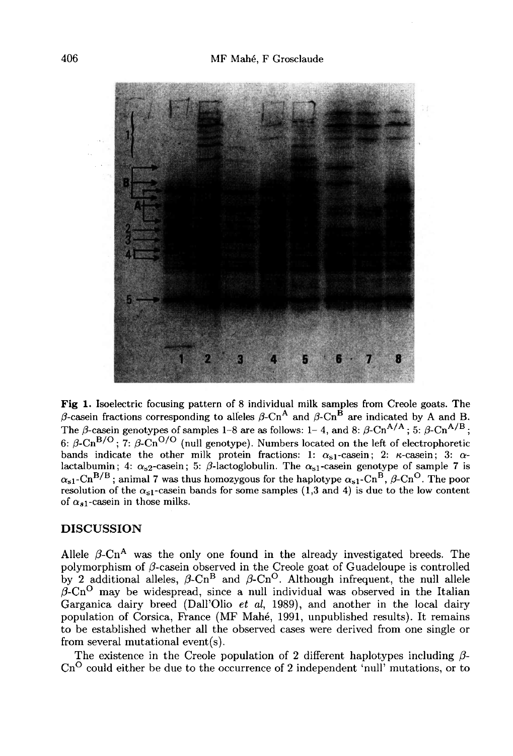**Fig 1.** Isoelectric focusing pattern of 8 individual milk samples from Creole goats. The $\beta$-casein fractions corresponding to alleles $\beta$-Cn$^A$ and $\beta$-Cn$^B$ are indicated by A and B. The $\beta$-casein genotypes of samples 1–8 are as follows: 1– 4, and 8: $\beta$-Cn$^{A/A}$ ; 5: $\beta$-Cn$^{A/B}$ ; 6: $\beta$-Cn$^{B/O}$ ; 7: $\beta$-Cn$^{O/O}$ (null genotype). Numbers located on the left of electrophoretic bands indicate the other milk protein fractions: 1: $\alpha_{s1}$-casein; 2: $\kappa$-casein; 3: $\alpha$-lactalbumin; 4: $\alpha_{s2}$-casein; 5: $\beta$-lactoglobulin. The $\alpha_{s1}$-casein genotype of sample 7 is $\alpha_{s1}$-Cn$^{B/B}$ ; animal 7 was thus homozygous for the haplotype $\alpha_{s1}$-Cn$^B$, $\beta$-Cn$^O$. The poor resolution of the $\alpha_{s1}$-casein bands for some samples (1,3 and 4) is due to the low content of $\alpha_{s1}$-casein in those milks.

## DISCUSSION

Allele $\beta$-Cn$^A$ was the only one found in the already investigated breeds. The polymorphism of $\beta$-casein observed in the Creole goat of Guadeloupe is controlled by 2 additional alleles, $\beta$-Cn$^B$ and $\beta$-Cn$^O$. Although infrequent, the null allele $\beta$-Cn$^O$ may be widespread, since a null individual was observed in the Italian Garganica dairy breed (Dall'Olio *et al*, 1989), and another in the local dairy population of Corsica, France (MF Mahé, 1991, unpublished results). It remains to be established whether all the observed cases were derived from one single or from several mutational event(s).

The existence in the Creole population of 2 different haplotypes including $\beta$-Cn$^O$ could either be due to the occurrence of 2 independent 'null' mutations, or to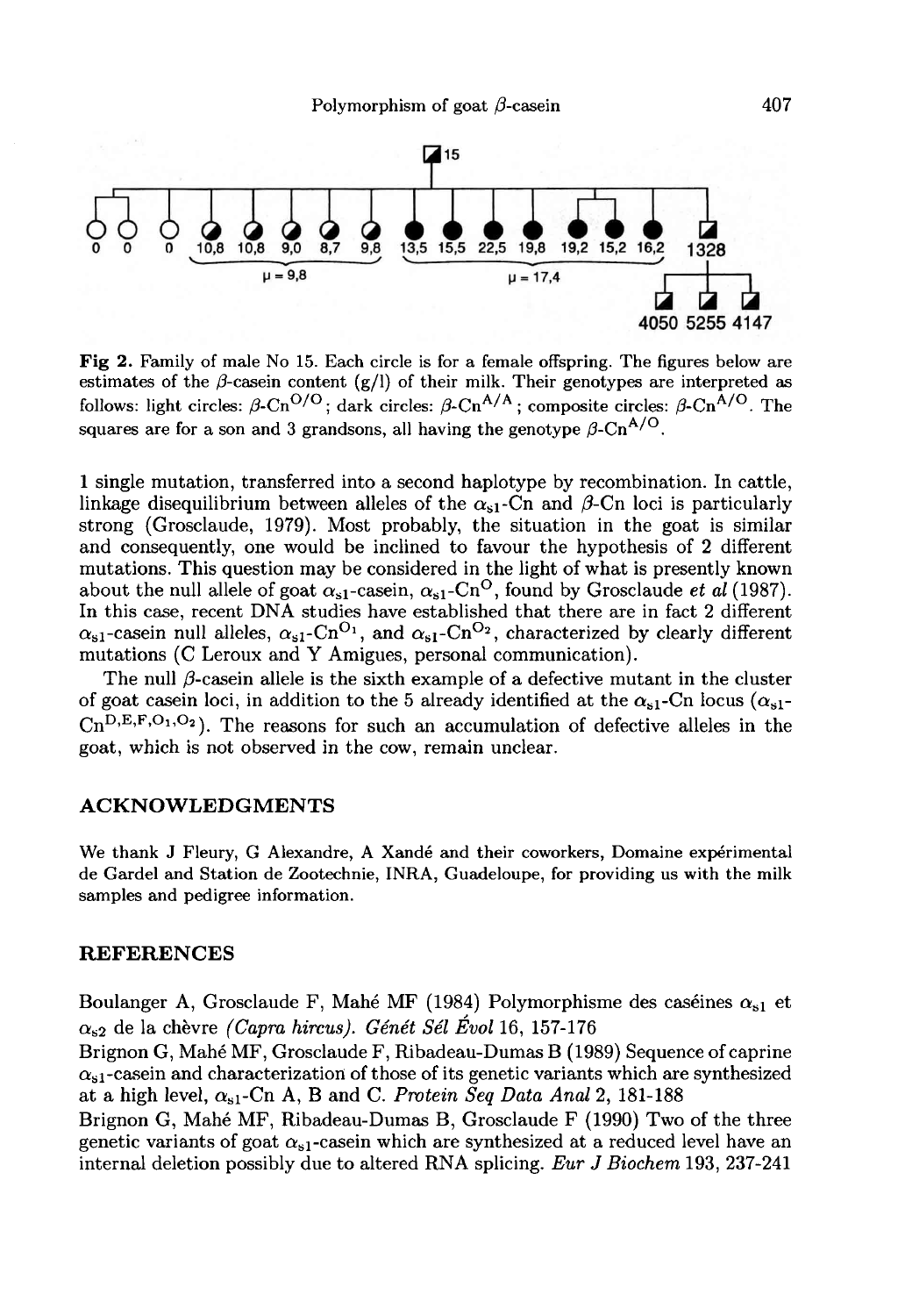Fig 2. Family of male No 15. Each circle is for a female offspring. The figures below are estimates of the $\beta$-casein content (g/l) of their milk. Their genotypes are interpreted as follows: light circles: $\beta$-Cn$^{O/O}$; dark circles: $\beta$-Cn$^{A/A}$; composite circles: $\beta$-Cn$^{A/O}$. The squares are for a son and 3 grandsons, all having the genotype $\beta$-Cn$^{A/O}$.

1 single mutation, transferred into a second haplotype by recombination. In cattle, linkage disequilibrium between alleles of the $\alpha_{s1}$-Cn and $\beta$-Cn loci is particularly strong (Grosclaude, 1979). Most probably, the situation in the goat is similar and consequently, one would be inclined to favour the hypothesis of 2 different mutations. This question may be considered in the light of what is presently known about the null allele of goat $\alpha_{s1}$-casein, $\alpha_{s1}$-Cn$^{O}$, found by Grosclaude *et al* (1987). In this case, recent DNA studies have established that there are in fact 2 different $\alpha_{s1}$-casein null alleles, $\alpha_{s1}$-Cn$^{O_1}$, and $\alpha_{s1}$-Cn$^{O_2}$, characterized by clearly different mutations (C Leroux and Y Amigues, personal communication).

The null $\beta$-casein allele is the sixth example of a defective mutant in the cluster of goat casein loci, in addition to the 5 already identified at the $\alpha_{s1}$-Cn locus ($\alpha_{s1}$-Cn$^{D,E,F,O_1,O_2}$). The reasons for such an accumulation of defective alleles in the goat, which is not observed in the cow, remain unclear.

## ACKNOWLEDGMENTS

We thank J Fleury, G Alexandre, A Xandé and their coworkers, Domaine expérimental de Gardel and Station de Zootechnie, INRA, Guadeloupe, for providing us with the milk samples and pedigree information.

## REFERENCES

Boulanger A, Grosclaude F, Mahé MF (1984) Polymorphisme des caséines $\alpha_{s1}$ et $\alpha_{s2}$ de la chèvre *(Capra hircus)*. *Génét Sél Évol* 16, 157-176

Brignon G, Mahé MF, Grosclaude F, Ribadeau-Dumas B (1989) Sequence of caprine $\alpha_{s1}$-casein and characterization of those of its genetic variants which are synthesized at a high level, $\alpha_{s1}$-Cn A, B and C. *Protein Seq Data Anal* 2, 181-188

Brignon G, Mahé MF, Ribadeau-Dumas B, Grosclaude F (1990) Two of the three genetic variants of goat $\alpha_{s1}$-casein which are synthesized at a reduced level have an internal deletion possibly due to altered RNA splicing. *Eur J Biochem* 193, 237-241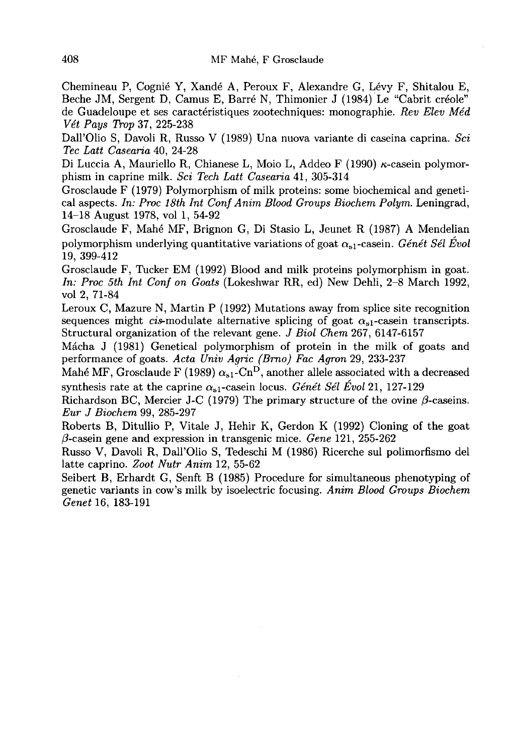Chemineau P, Cognié Y, Xandé A, Peroux F, Alexandre G, Lévy F, Shitalou E, Beche JM, Sergent D, Camus E, Barré N, Thimonier J (1984) Le "Cabrit créole" de Guadeloupe et ses caractéristiques zootechniques: monographie. *Rev Elev Méd Vét Pays Trop* 37, 225-238

Dall'Olio S, Davoli R, Russo V (1989) Una nuova variante di caseina caprina. *Sci Tec Latt Casearia* 40, 24-28

Di Luccia A, Mauriello R, Chianese L, Moio L, Addeo F (1990) $\kappa$-casein polymorphism in caprine milk. *Sci Tech Latt Casearia* 41, 305-314

Grosclaude F (1979) Polymorphism of milk proteins: some biochemical and genetical aspects. *In: Proc 18th Int Conf Anim Blood Groups Biochem Polym.* Leningrad, 14-18 August 1978, vol 1, 54-92

Grosclaude F, Mahé MF, Brignon G, Di Stasio L, Jeunet R (1987) A Mendelian polymorphism underlying quantitative variations of goat $\alpha_{s1}$-casein. *Génét Sél Évol* 19, 399-412

Grosclaude F, Tucker EM (1992) Blood and milk proteins polymorphism in goat. *In: Proc 5th Int Conf on Goats* (Lokeshwar RR, ed) New Dehli, 2-8 March 1992, vol 2, 71-84

Leroux C, Mazure N, Martin P (1992) Mutations away from splice site recognition sequences might *cis*-modulate alternative splicing of goat $\alpha_{s1}$-casein transcripts. Structural organization of the relevant gene. *J Biol Chem* 267, 6147-6157

Mácha J (1981) Genetical polymorphism of protein in the milk of goats and performance of goats. *Acta Univ Agric (Brno) Fac Agron* 29, 233-237

Mahé MF, Grosclaude F (1989) $\alpha_{s1}$-$Cn^{D}$, another allele associated with a decreased synthesis rate at the caprine $\alpha_{s1}$-casein locus. *Génét Sél Évol* 21, 127-129

Richardson BC, Mercier J-C (1979) The primary structure of the ovine $\beta$-caseins. *Eur J Biochem* 99, 285-297

Roberts B, Ditullio P, Vitale J, Hehir K, Gerdon K (1992) Cloning of the goat $\beta$-casein gene and expression in transgenic mice. *Gene* 121, 255-262

Russo V, Davoli R, Dall'Olio S, Tedeschi M (1986) Ricerche sul polimorfismo del latte caprino. *Zoot Nutr Anim* 12, 55-62

Seibert B, Erhardt G, Senft B (1985) Procedure for simultaneous phenotyping of genetic variants in cow's milk by isoelectric focusing. *Anim Blood Groups Biochem Genet* 16, 183-191